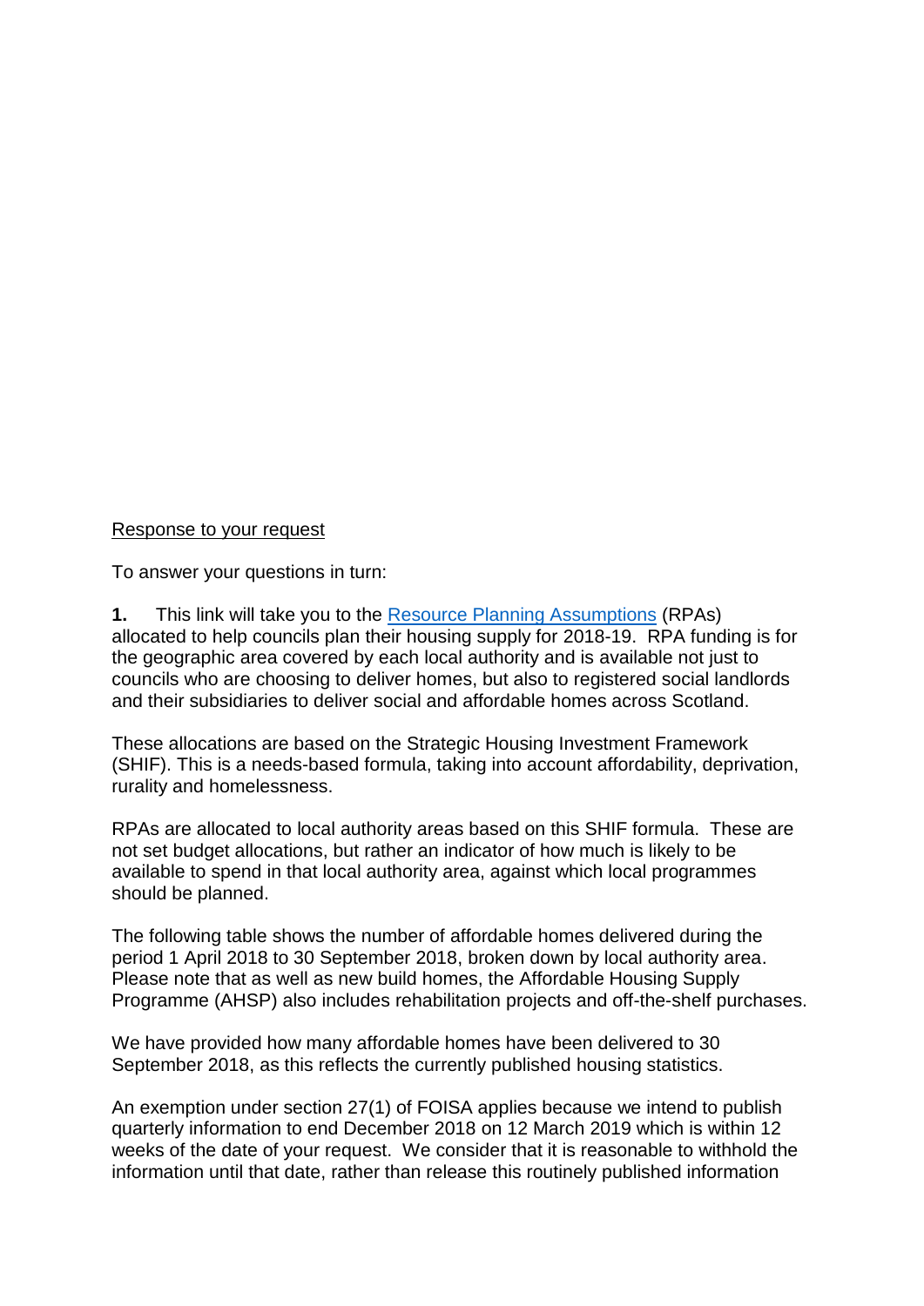Response to your request

To answer your questions in turn:

**1.** This link will take you to the [Resource Planning Assumptions](#) (RPAs) allocated to help councils plan their housing supply for 2018-19. RPA funding is for the geographic area covered by each local authority and is available not just to councils who are choosing to deliver homes, but also to registered social landlords and their subsidiaries to deliver social and affordable homes across Scotland.

These allocations are based on the Strategic Housing Investment Framework (SHIF). This is a needs-based formula, taking into account affordability, deprivation, rurality and homelessness.

RPAs are allocated to local authority areas based on this SHIF formula. These are not set budget allocations, but rather an indicator of how much is likely to be available to spend in that local authority area, against which local programmes should be planned.

The following table shows the number of affordable homes delivered during the period 1 April 2018 to 30 September 2018, broken down by local authority area. Please note that as well as new build homes, the Affordable Housing Supply Programme (AHSP) also includes rehabilitation projects and off-the-shelf purchases.

We have provided how many affordable homes have been delivered to 30 September 2018, as this reflects the currently published housing statistics.

An exemption under section 27(1) of FOISA applies because we intend to publish quarterly information to end December 2018 on 12 March 2019 which is within 12 weeks of the date of your request. We consider that it is reasonable to withhold the information until that date, rather than release this routinely published information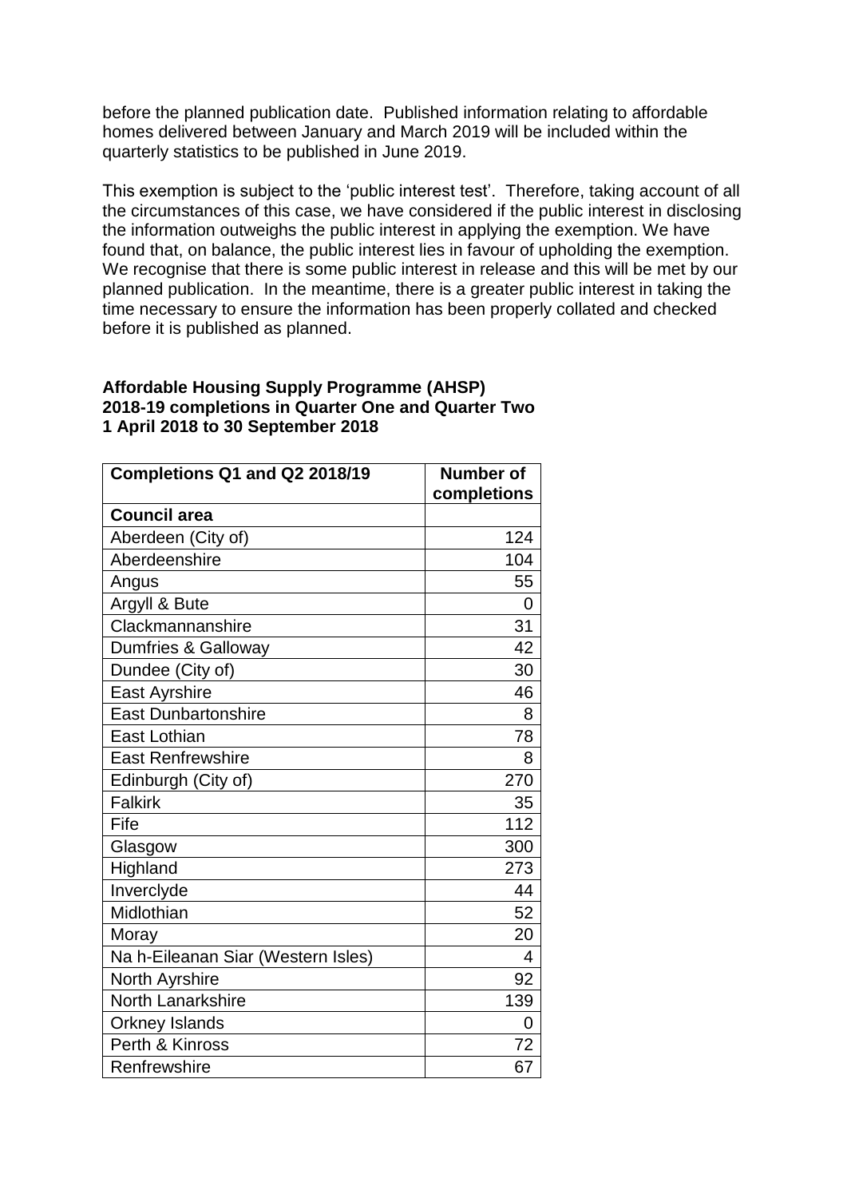before the planned publication date. Published information relating to affordable homes delivered between January and March 2019 will be included within the quarterly statistics to be published in June 2019.

This exemption is subject to the 'public interest test'. Therefore, taking account of all the circumstances of this case, we have considered if the public interest in disclosing the information outweighs the public interest in applying the exemption. We have found that, on balance, the public interest lies in favour of upholding the exemption. We recognise that there is some public interest in release and this will be met by our planned publication. In the meantime, there is a greater public interest in taking the time necessary to ensure the information has been properly collated and checked before it is published as planned.

**Affordable Housing Supply Programme (AHSP)**
**2018-19 completions in Quarter One and Quarter Two**
**1 April 2018 to 30 September 2018**

| Completions Q1 and Q2 2018/19 | Number of completions |
|---|---|
| **Council area** | |
| Aberdeen (City of) | 124 |
| Aberdeenshire | 104 |
| Angus | 55 |
| Argyll & Bute | 0 |
| Clackmannanshire | 31 |
| Dumfries & Galloway | 42 |
| Dundee (City of) | 30 |
| East Ayrshire | 46 |
| East Dunbartonshire | 8 |
| East Lothian | 78 |
| East Renfrewshire | 8 |
| Edinburgh (City of) | 270 |
| Falkirk | 35 |
| Fife | 112 |
| Glasgow | 300 |
| Highland | 273 |
| Inverclyde | 44 |
| Midlothian | 52 |
| Moray | 20 |
| Na h-Eileanan Siar (Western Isles) | 4 |
| North Ayrshire | 92 |
| North Lanarkshire | 139 |
| Orkney Islands | 0 |
| Perth & Kinross | 72 |
| Renfrewshire | 67 |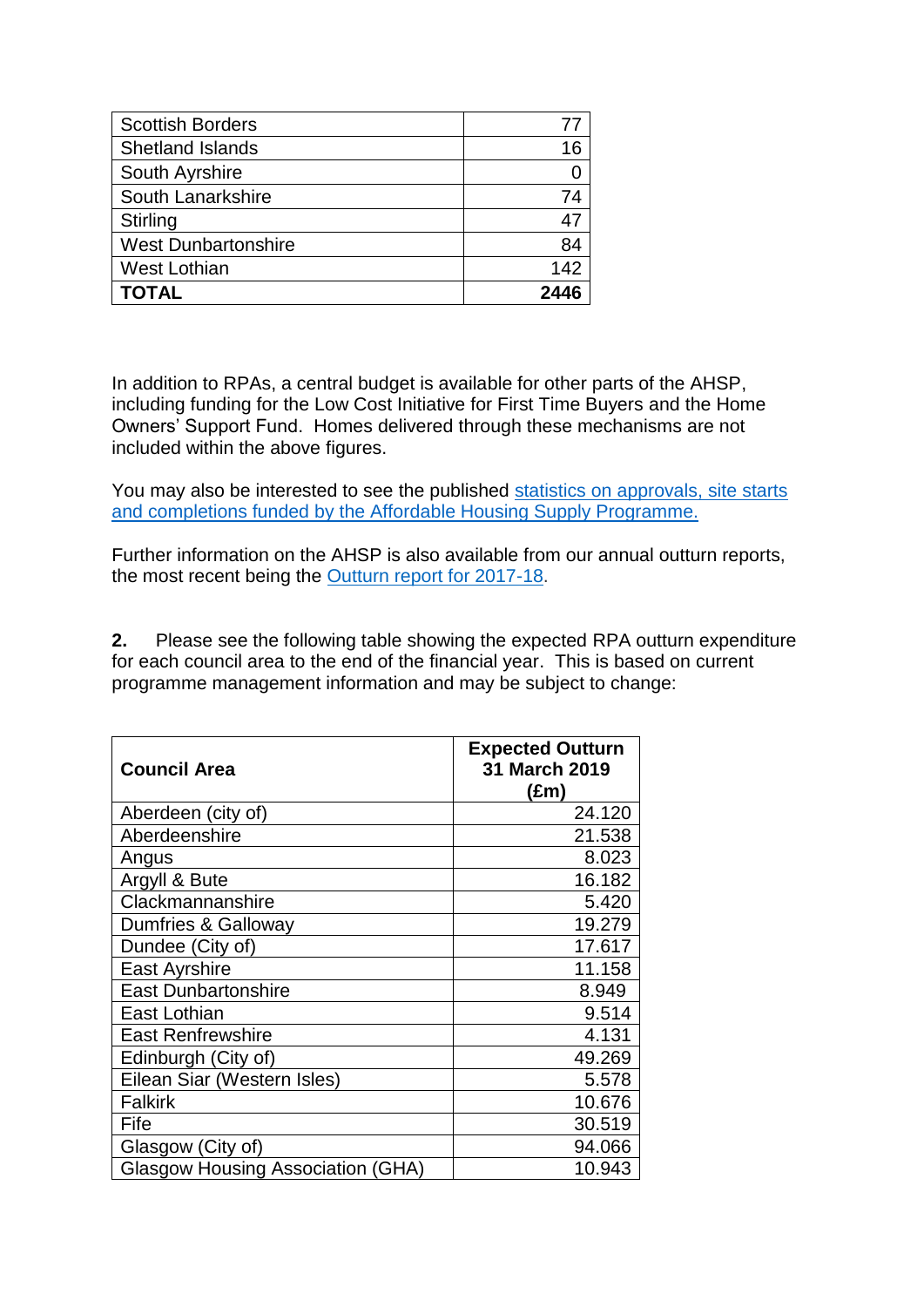| | |
|---|---:|
| Scottish Borders | 77 |
| Shetland Islands | 16 |
| South Ayrshire | 0 |
| South Lanarkshire | 74 |
| Stirling | 47 |
| West Dunbartonshire | 84 |
| West Lothian | 142 |
| **TOTAL** | **2446** |

In addition to RPAs, a central budget is available for other parts of the AHSP, including funding for the Low Cost Initiative for First Time Buyers and the Home Owners' Support Fund. Homes delivered through these mechanisms are not included within the above figures.

You may also be interested to see the published statistics on approvals, site starts and completions funded by the Affordable Housing Supply Programme.

Further information on the AHSP is also available from our annual outturn reports, the most recent being the Outturn report for 2017-18.

**2.** Please see the following table showing the expected RPA outturn expenditure for each council area to the end of the financial year. This is based on current programme management information and may be subject to change:

| **Council Area** | **Expected Outturn 31 March 2019 (£m)** |
|---|---:|
| Aberdeen (city of) | 24.120 |
| Aberdeenshire | 21.538 |
| Angus | 8.023 |
| Argyll & Bute | 16.182 |
| Clackmannanshire | 5.420 |
| Dumfries & Galloway | 19.279 |
| Dundee (City of) | 17.617 |
| East Ayrshire | 11.158 |
| East Dunbartonshire | 8.949 |
| East Lothian | 9.514 |
| East Renfrewshire | 4.131 |
| Edinburgh (City of) | 49.269 |
| Eilean Siar (Western Isles) | 5.578 |
| Falkirk | 10.676 |
| Fife | 30.519 |
| Glasgow (City of) | 94.066 |
| Glasgow Housing Association (GHA) | 10.943 |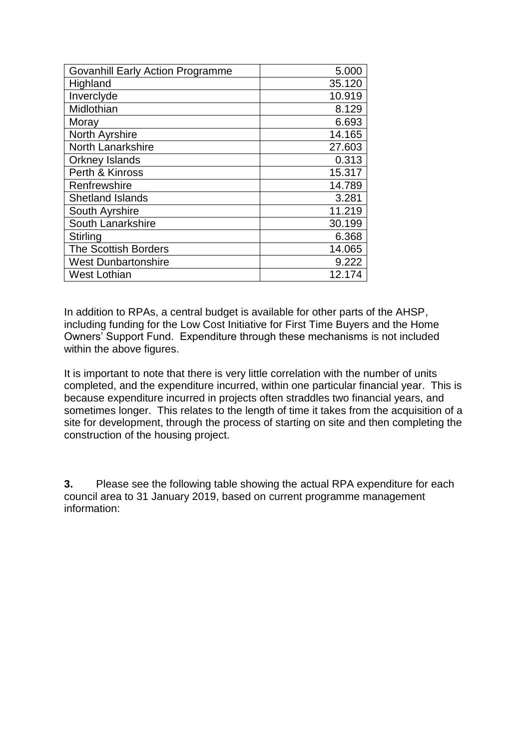| Govanhill Early Action Programme | 5.000 |
|---|---|
| Highland | 35.120 |
| Inverclyde | 10.919 |
| Midlothian | 8.129 |
| Moray | 6.693 |
| North Ayrshire | 14.165 |
| North Lanarkshire | 27.603 |
| Orkney Islands | 0.313 |
| Perth & Kinross | 15.317 |
| Renfrewshire | 14.789 |
| Shetland Islands | 3.281 |
| South Ayrshire | 11.219 |
| South Lanarkshire | 30.199 |
| Stirling | 6.368 |
| The Scottish Borders | 14.065 |
| West Dunbartonshire | 9.222 |
| West Lothian | 12.174 |

In addition to RPAs, a central budget is available for other parts of the AHSP, including funding for the Low Cost Initiative for First Time Buyers and the Home Owners' Support Fund. Expenditure through these mechanisms is not included within the above figures.

It is important to note that there is very little correlation with the number of units completed, and the expenditure incurred, within one particular financial year. This is because expenditure incurred in projects often straddles two financial years, and sometimes longer. This relates to the length of time it takes from the acquisition of a site for development, through the process of starting on site and then completing the construction of the housing project.

**3.** Please see the following table showing the actual RPA expenditure for each council area to 31 January 2019, based on current programme management information: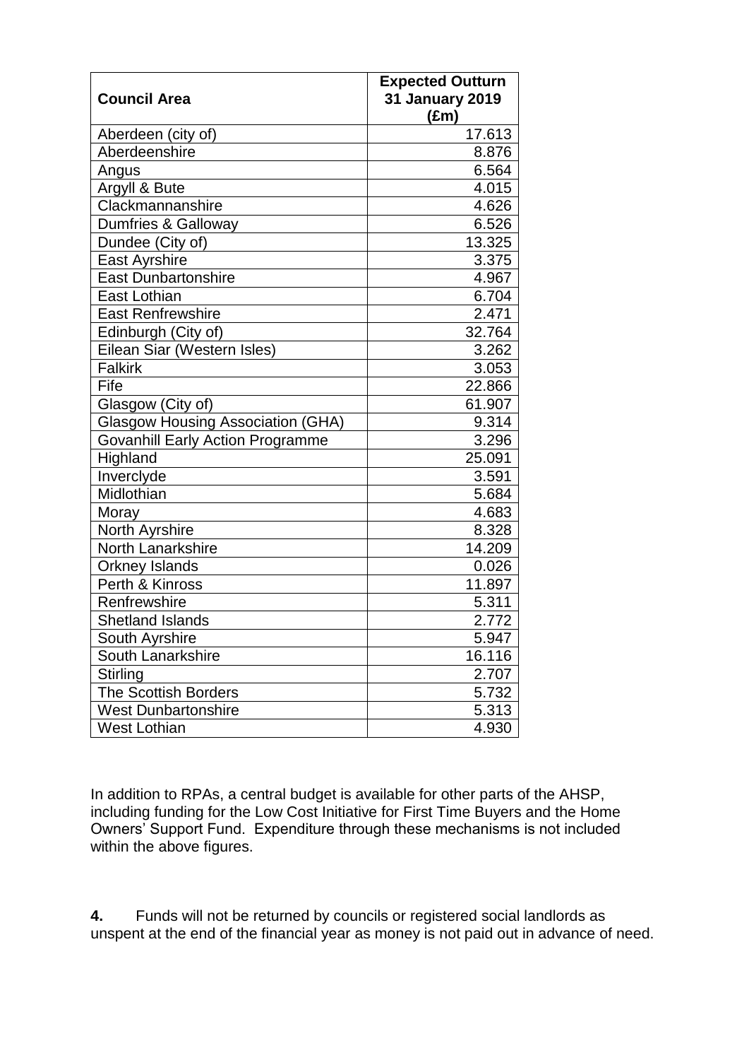| Council Area | Expected Outturn 31 January 2019 (£m) |
| --- | --- |
| Aberdeen (city of) | 17.613 |
| Aberdeenshire | 8.876 |
| Angus | 6.564 |
| Argyll & Bute | 4.015 |
| Clackmannanshire | 4.626 |
| Dumfries & Galloway | 6.526 |
| Dundee (City of) | 13.325 |
| East Ayrshire | 3.375 |
| East Dunbartonshire | 4.967 |
| East Lothian | 6.704 |
| East Renfrewshire | 2.471 |
| Edinburgh (City of) | 32.764 |
| Eilean Siar (Western Isles) | 3.262 |
| Falkirk | 3.053 |
| Fife | 22.866 |
| Glasgow (City of) | 61.907 |
| Glasgow Housing Association (GHA) | 9.314 |
| Govanhill Early Action Programme | 3.296 |
| Highland | 25.091 |
| Inverclyde | 3.591 |
| Midlothian | 5.684 |
| Moray | 4.683 |
| North Ayrshire | 8.328 |
| North Lanarkshire | 14.209 |
| Orkney Islands | 0.026 |
| Perth & Kinross | 11.897 |
| Renfrewshire | 5.311 |
| Shetland Islands | 2.772 |
| South Ayrshire | 5.947 |
| South Lanarkshire | 16.116 |
| Stirling | 2.707 |
| The Scottish Borders | 5.732 |
| West Dunbartonshire | 5.313 |
| West Lothian | 4.930 |

In addition to RPAs, a central budget is available for other parts of the AHSP, including funding for the Low Cost Initiative for First Time Buyers and the Home Owners' Support Fund. Expenditure through these mechanisms is not included within the above figures.

**4.** Funds will not be returned by councils or registered social landlords as unspent at the end of the financial year as money is not paid out in advance of need.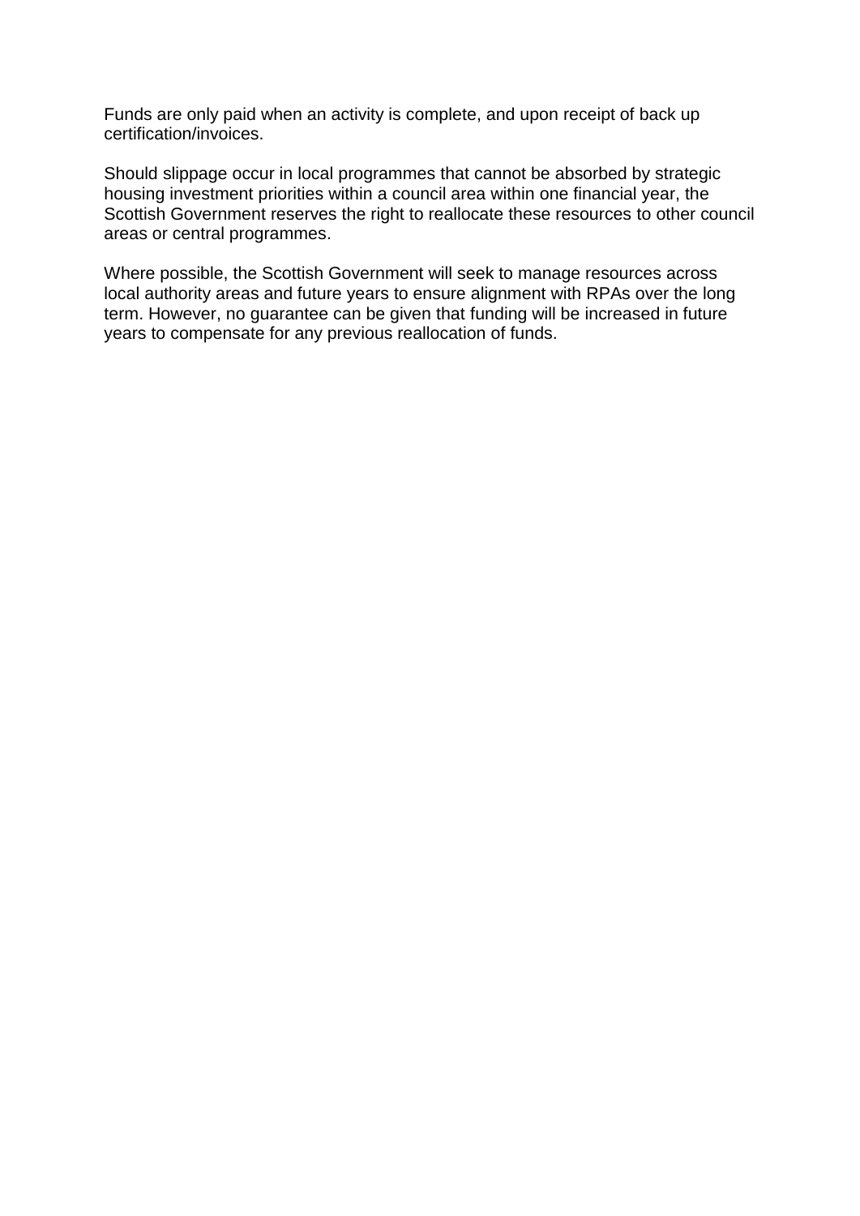Funds are only paid when an activity is complete, and upon receipt of back up certification/invoices.

Should slippage occur in local programmes that cannot be absorbed by strategic housing investment priorities within a council area within one financial year, the Scottish Government reserves the right to reallocate these resources to other council areas or central programmes.

Where possible, the Scottish Government will seek to manage resources across local authority areas and future years to ensure alignment with RPAs over the long term. However, no guarantee can be given that funding will be increased in future years to compensate for any previous reallocation of funds.